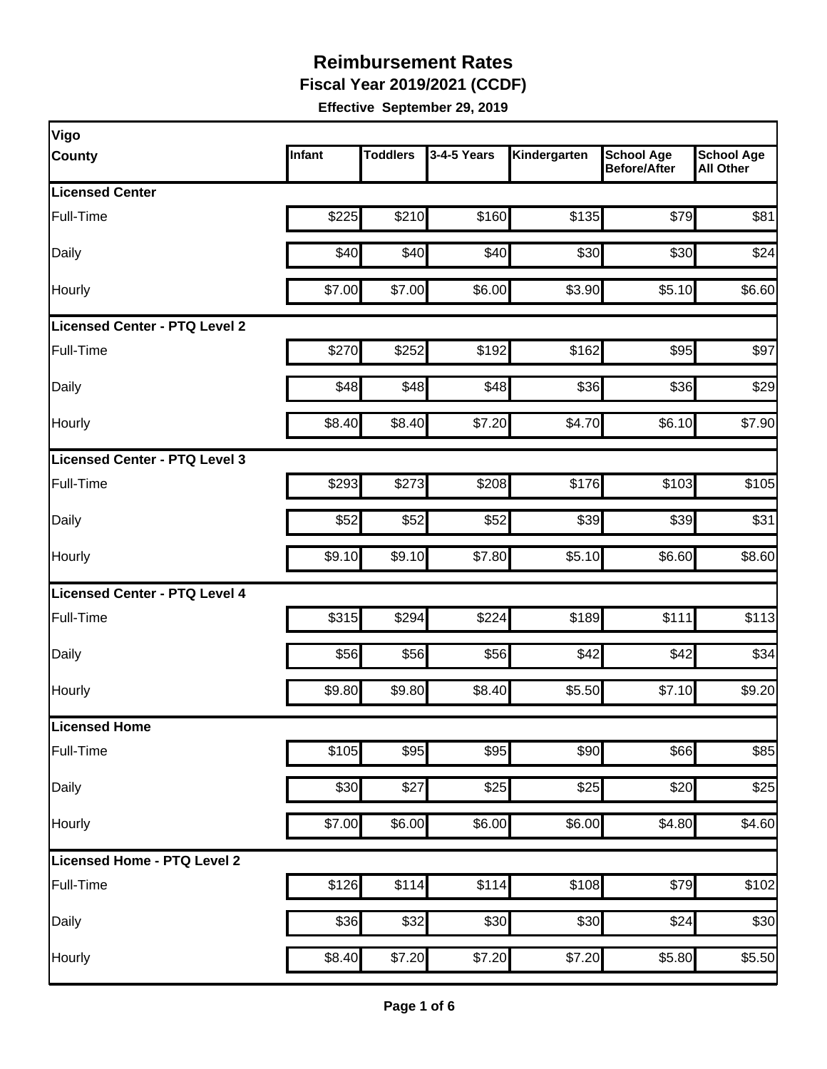# Reimbursement Rates

## Fiscal Year 2019/2021 (CCDF)

**Effective September 29, 2019**

| Vigo County | Infant | Toddlers | 3-4-5 Years | Kindergarten | School Age Before/After | School Age All Other |
|---|---|---|---|---|---|---|
| **Licensed Center** | | | | | | |
| Full-Time | $225 | $210 | $160 | $135 | $79 | $81 |
| Daily | $40 | $40 | $40 | $30 | $30 | $24 |
| Hourly | $7.00 | $7.00 | $6.00 | $3.90 | $5.10 | $6.60 |
| **Licensed Center - PTQ Level 2** | | | | | | |
| Full-Time | $270 | $252 | $192 | $162 | $95 | $97 |
| Daily | $48 | $48 | $48 | $36 | $36 | $29 |
| Hourly | $8.40 | $8.40 | $7.20 | $4.70 | $6.10 | $7.90 |
| **Licensed Center - PTQ Level 3** | | | | | | |
| Full-Time | $293 | $273 | $208 | $176 | $103 | $105 |
| Daily | $52 | $52 | $52 | $39 | $39 | $31 |
| Hourly | $9.10 | $9.10 | $7.80 | $5.10 | $6.60 | $8.60 |
| **Licensed Center - PTQ Level 4** | | | | | | |
| Full-Time | $315 | $294 | $224 | $189 | $111 | $113 |
| Daily | $56 | $56 | $56 | $42 | $42 | $34 |
| Hourly | $9.80 | $9.80 | $8.40 | $5.50 | $7.10 | $9.20 |
| **Licensed Home** | | | | | | |
| Full-Time | $105 | $95 | $95 | $90 | $66 | $85 |
| Daily | $30 | $27 | $25 | $25 | $20 | $25 |
| Hourly | $7.00 | $6.00 | $6.00 | $6.00 | $4.80 | $4.60 |
| **Licensed Home - PTQ Level 2** | | | | | | |
| Full-Time | $126 | $114 | $114 | $108 | $79 | $102 |
| Daily | $36 | $32 | $30 | $30 | $24 | $30 |
| Hourly | $8.40 | $7.20 | $7.20 | $7.20 | $5.80 | $5.50 |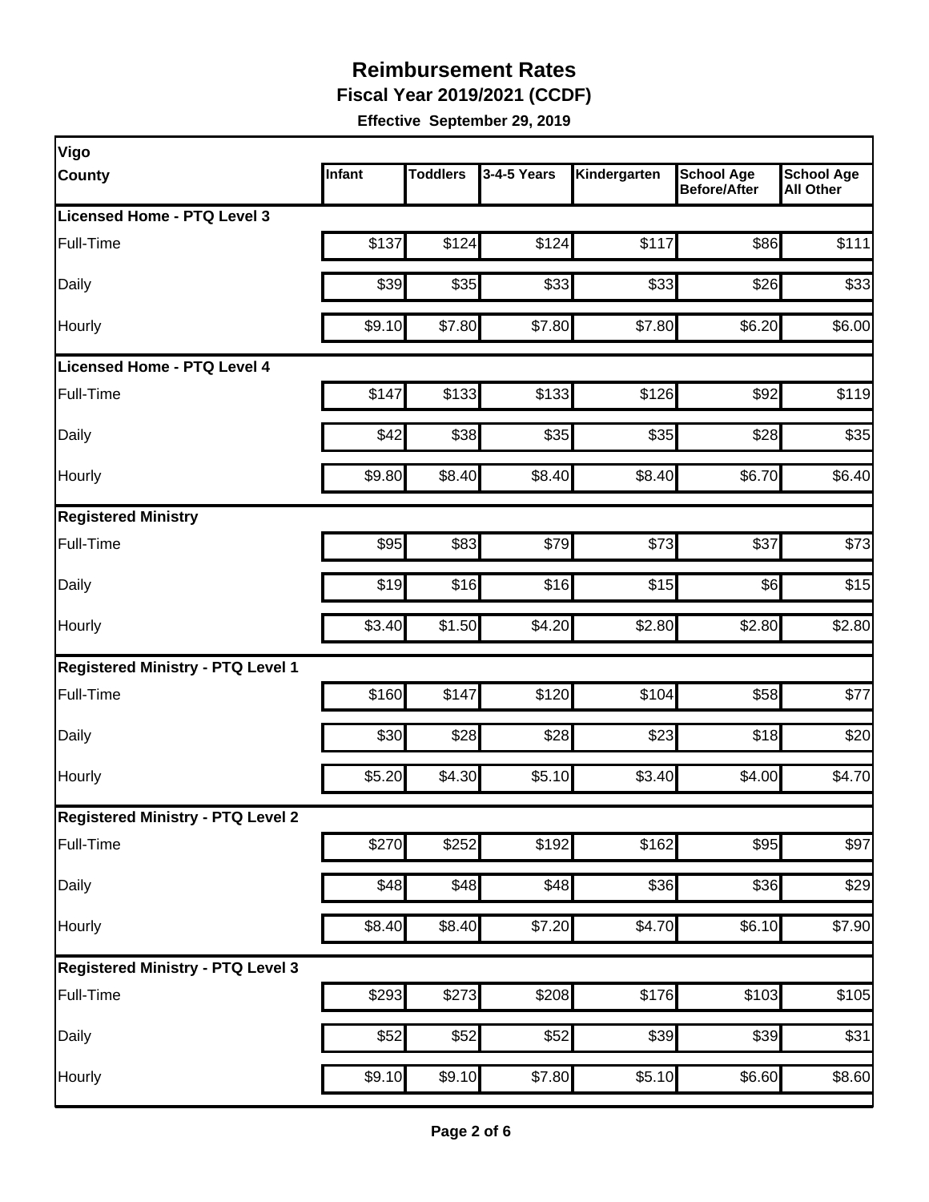# Reimbursement Rates

**Fiscal Year 2019/2021 (CCDF)**

**Effective September 29, 2019**

| Vigo County | Infant | Toddlers | 3-4-5 Years | Kindergarten | School Age Before/After | School Age All Other |
|---|---|---|---|---|---|---|
| **Licensed Home - PTQ Level 3** | | | | | | |
| Full-Time | $137 | $124 | $124 | $117 | $86 | $111 |
| Daily | $39 | $35 | $33 | $33 | $26 | $33 |
| Hourly | $9.10 | $7.80 | $7.80 | $7.80 | $6.20 | $6.00 |
| **Licensed Home - PTQ Level 4** | | | | | | |
| Full-Time | $147 | $133 | $133 | $126 | $92 | $119 |
| Daily | $42 | $38 | $35 | $35 | $28 | $35 |
| Hourly | $9.80 | $8.40 | $8.40 | $8.40 | $6.70 | $6.40 |
| **Registered Ministry** | | | | | | |
| Full-Time | $95 | $83 | $79 | $73 | $37 | $73 |
| Daily | $19 | $16 | $16 | $15 | $6 | $15 |
| Hourly | $3.40 | $1.50 | $4.20 | $2.80 | $2.80 | $2.80 |
| **Registered Ministry - PTQ Level 1** | | | | | | |
| Full-Time | $160 | $147 | $120 | $104 | $58 | $77 |
| Daily | $30 | $28 | $28 | $23 | $18 | $20 |
| Hourly | $5.20 | $4.30 | $5.10 | $3.40 | $4.00 | $4.70 |
| **Registered Ministry - PTQ Level 2** | | | | | | |
| Full-Time | $270 | $252 | $192 | $162 | $95 | $97 |
| Daily | $48 | $48 | $48 | $36 | $36 | $29 |
| Hourly | $8.40 | $8.40 | $7.20 | $4.70 | $6.10 | $7.90 |
| **Registered Ministry - PTQ Level 3** | | | | | | |
| Full-Time | $293 | $273 | $208 | $176 | $103 | $105 |
| Daily | $52 | $52 | $52 | $39 | $39 | $31 |
| Hourly | $9.10 | $9.10 | $7.80 | $5.10 | $6.60 | $8.60 |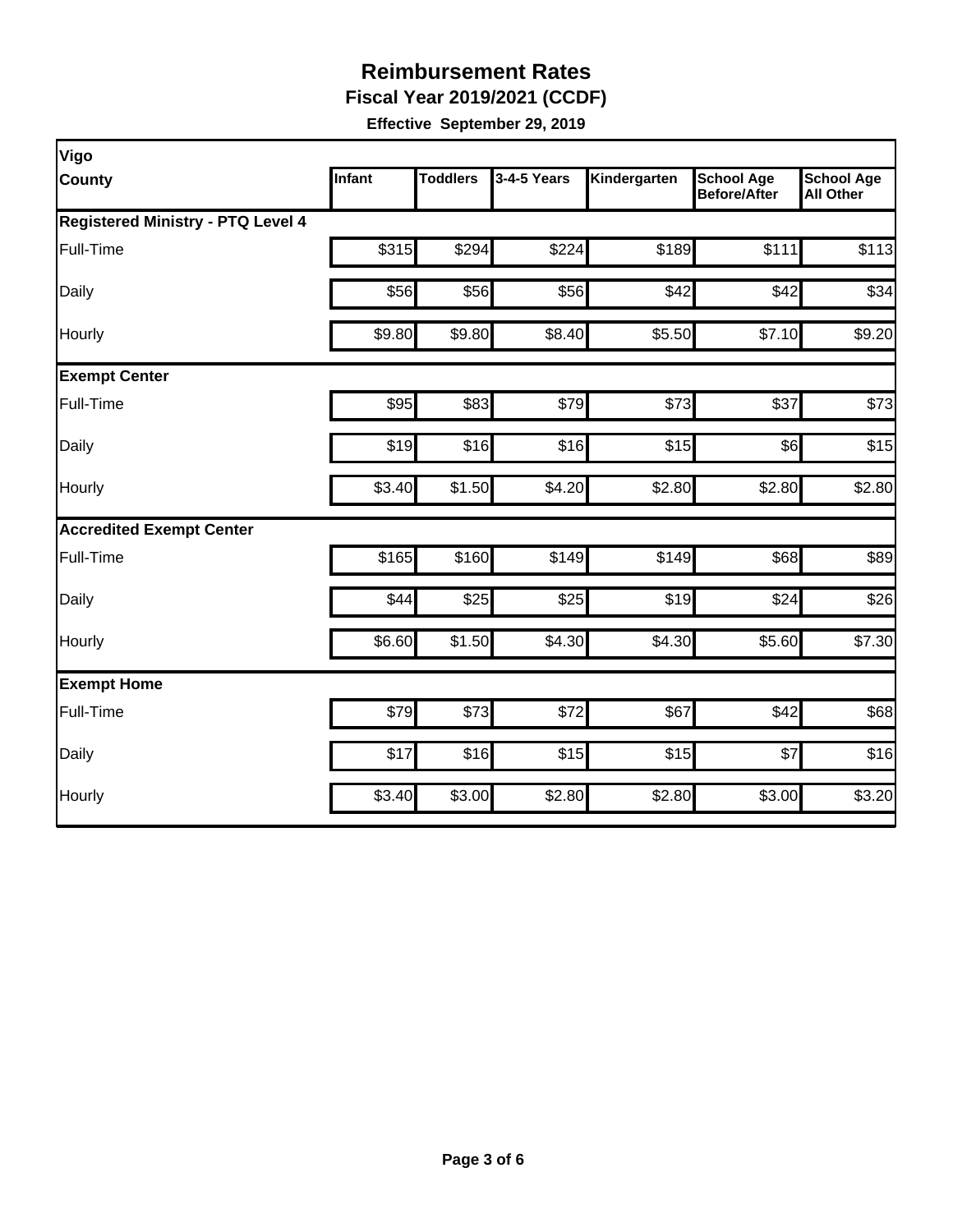# Reimbursement Rates

**Fiscal Year 2019/2021 (CCDF)**

**Effective September 29, 2019**

| Vigo County | Infant | Toddlers | 3-4-5 Years | Kindergarten | School Age Before/After | School Age All Other |
|---|---|---|---|---|---|---|
| **Registered Ministry - PTQ Level 4** | | | | | | |
| Full-Time | $315 | $294 | $224 | $189 | $111 | $113 |
| Daily | $56 | $56 | $56 | $42 | $42 | $34 |
| Hourly | $9.80 | $9.80 | $8.40 | $5.50 | $7.10 | $9.20 |
| **Exempt Center** | | | | | | |
| Full-Time | $95 | $83 | $79 | $73 | $37 | $73 |
| Daily | $19 | $16 | $16 | $15 | $6 | $15 |
| Hourly | $3.40 | $1.50 | $4.20 | $2.80 | $2.80 | $2.80 |
| **Accredited Exempt Center** | | | | | | |
| Full-Time | $165 | $160 | $149 | $149 | $68 | $89 |
| Daily | $44 | $25 | $25 | $19 | $24 | $26 |
| Hourly | $6.60 | $1.50 | $4.30 | $4.30 | $5.60 | $7.30 |
| **Exempt Home** | | | | | | |
| Full-Time | $79 | $73 | $72 | $67 | $42 | $68 |
| Daily | $17 | $16 | $15 | $15 | $7 | $16 |
| Hourly | $3.40 | $3.00 | $2.80 | $2.80 | $3.00 | $3.20 |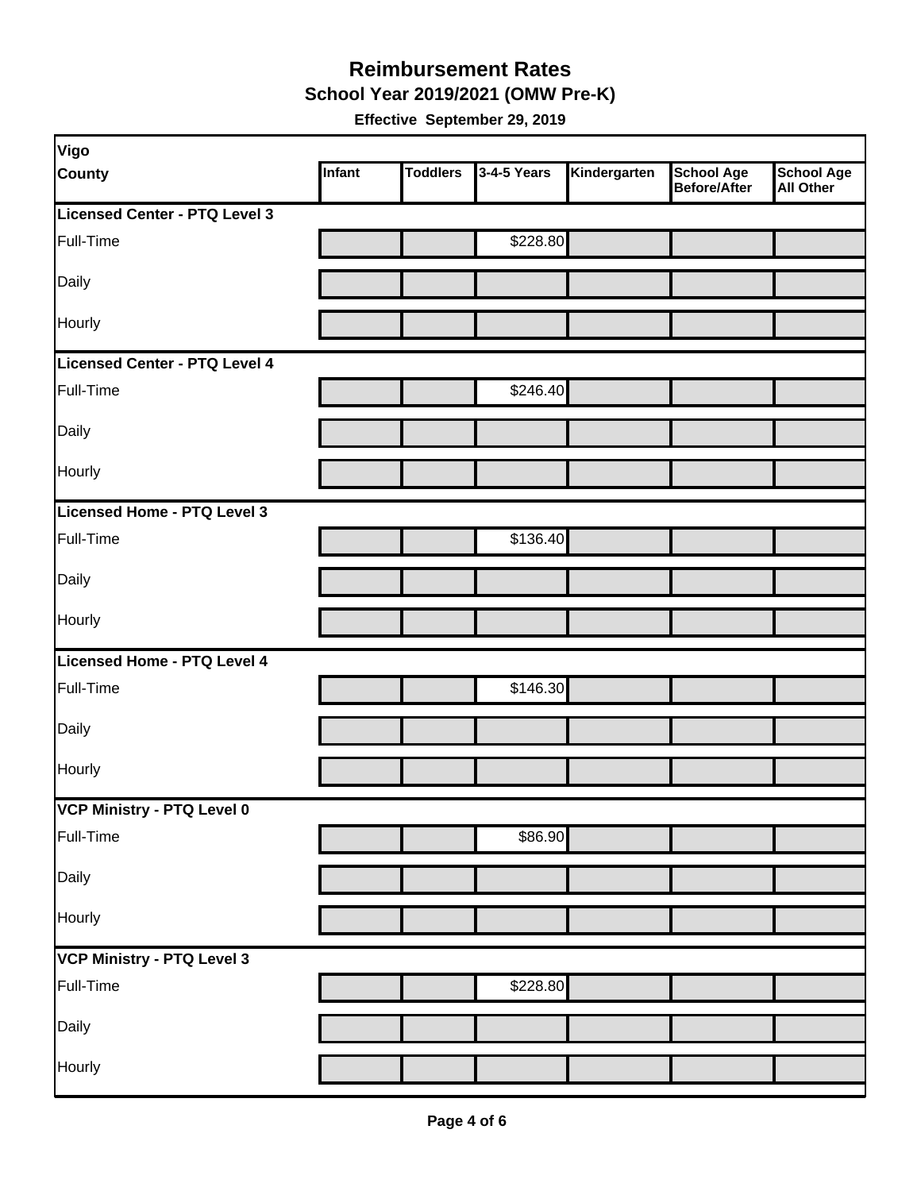# Reimbursement Rates

## School Year 2019/2021 (OMW Pre-K)

**Effective September 29, 2019**

| Vigo County | Infant | Toddlers | 3-4-5 Years | Kindergarten | School Age Before/After | School Age All Other |
|---|---|---|---|---|---|---|
| **Licensed Center - PTQ Level 3** | | | | | | |
| Full-Time | | | $228.80 | | | |
| Daily | | | | | | |
| Hourly | | | | | | |
| **Licensed Center - PTQ Level 4** | | | | | | |
| Full-Time | | | $246.40 | | | |
| Daily | | | | | | |
| Hourly | | | | | | |
| **Licensed Home - PTQ Level 3** | | | | | | |
| Full-Time | | | $136.40 | | | |
| Daily | | | | | | |
| Hourly | | | | | | |
| **Licensed Home - PTQ Level 4** | | | | | | |
| Full-Time | | | $146.30 | | | |
| Daily | | | | | | |
| Hourly | | | | | | |
| **VCP Ministry - PTQ Level 0** | | | | | | |
| Full-Time | | | $86.90 | | | |
| Daily | | | | | | |
| Hourly | | | | | | |
| **VCP Ministry - PTQ Level 3** | | | | | | |
| Full-Time | | | $228.80 | | | |
| Daily | | | | | | |
| Hourly | | | | | | |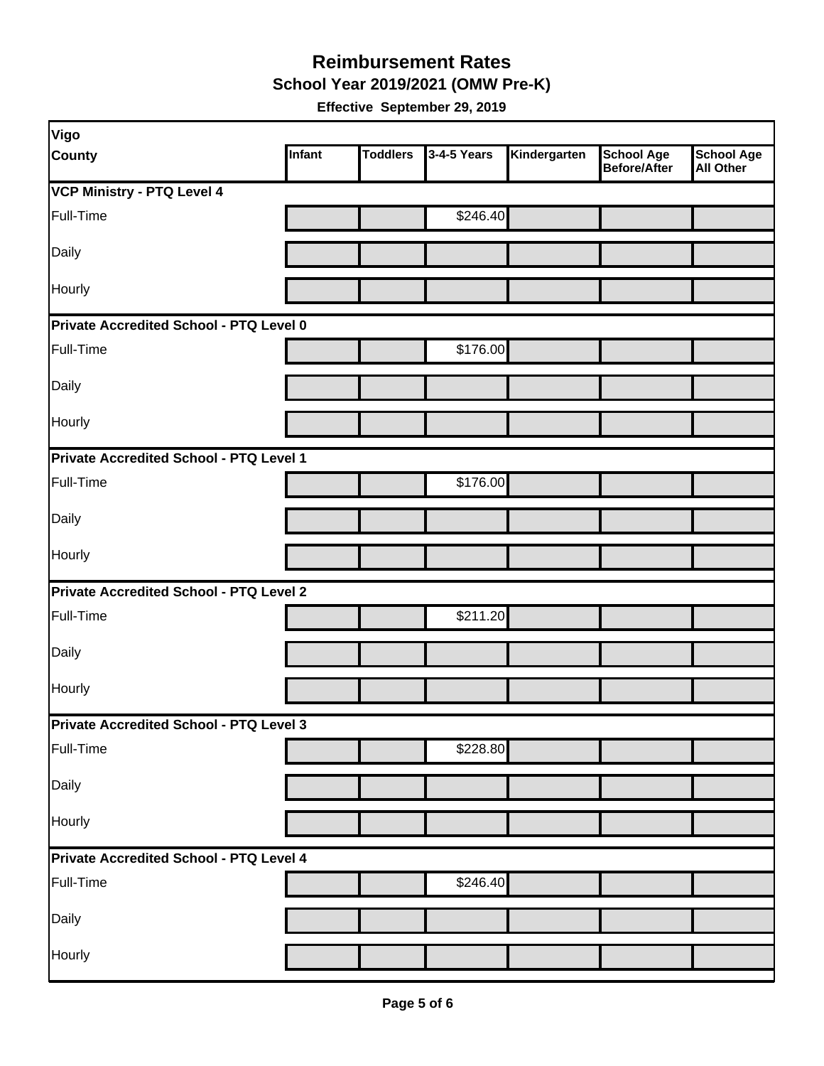# Reimbursement Rates

## School Year 2019/2021 (OMW Pre-K)

**Effective September 29, 2019**

| Vigo County | Infant | Toddlers | 3-4-5 Years | Kindergarten | School Age Before/After | School Age All Other |
|---|---|---|---|---|---|---|
| **VCP Ministry - PTQ Level 4** | | | | | | |
| Full-Time | | | $246.40 | | | |
| Daily | | | | | | |
| Hourly | | | | | | |
| **Private Accredited School - PTQ Level 0** | | | | | | |
| Full-Time | | | $176.00 | | | |
| Daily | | | | | | |
| Hourly | | | | | | |
| **Private Accredited School - PTQ Level 1** | | | | | | |
| Full-Time | | | $176.00 | | | |
| Daily | | | | | | |
| Hourly | | | | | | |
| **Private Accredited School - PTQ Level 2** | | | | | | |
| Full-Time | | | $211.20 | | | |
| Daily | | | | | | |
| Hourly | | | | | | |
| **Private Accredited School - PTQ Level 3** | | | | | | |
| Full-Time | | | $228.80 | | | |
| Daily | | | | | | |
| Hourly | | | | | | |
| **Private Accredited School - PTQ Level 4** | | | | | | |
| Full-Time | | | $246.40 | | | |
| Daily | | | | | | |
| Hourly | | | | | | |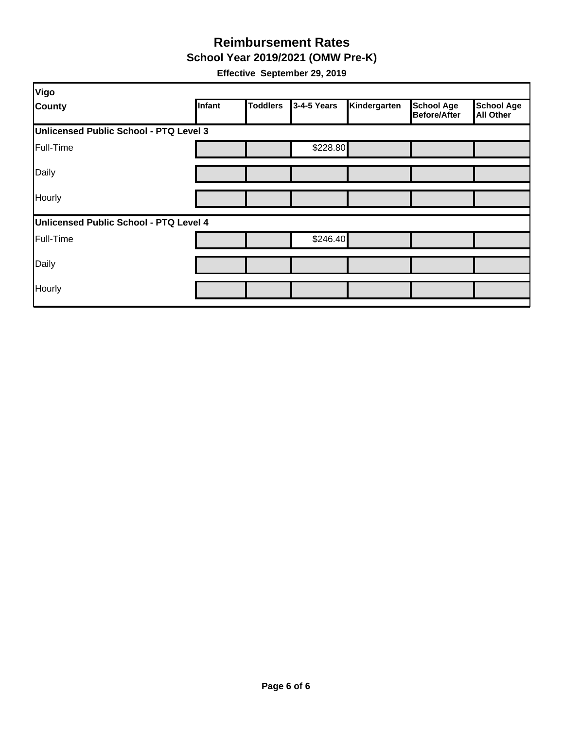# Reimbursement Rates

## School Year 2019/2021 (OMW Pre-K)

**Effective September 29, 2019**

| Vigo County | Infant | Toddlers | 3-4-5 Years | Kindergarten | School Age Before/After | School Age All Other |
|---|---|---|---|---|---|---|
| **Unlicensed Public School - PTQ Level 3** | | | | | | |
| Full-Time | | | $228.80 | | | |
| Daily | | | | | | |
| Hourly | | | | | | |
| **Unlicensed Public School - PTQ Level 4** | | | | | | |
| Full-Time | | | $246.40 | | | |
| Daily | | | | | | |
| Hourly | | | | | | |